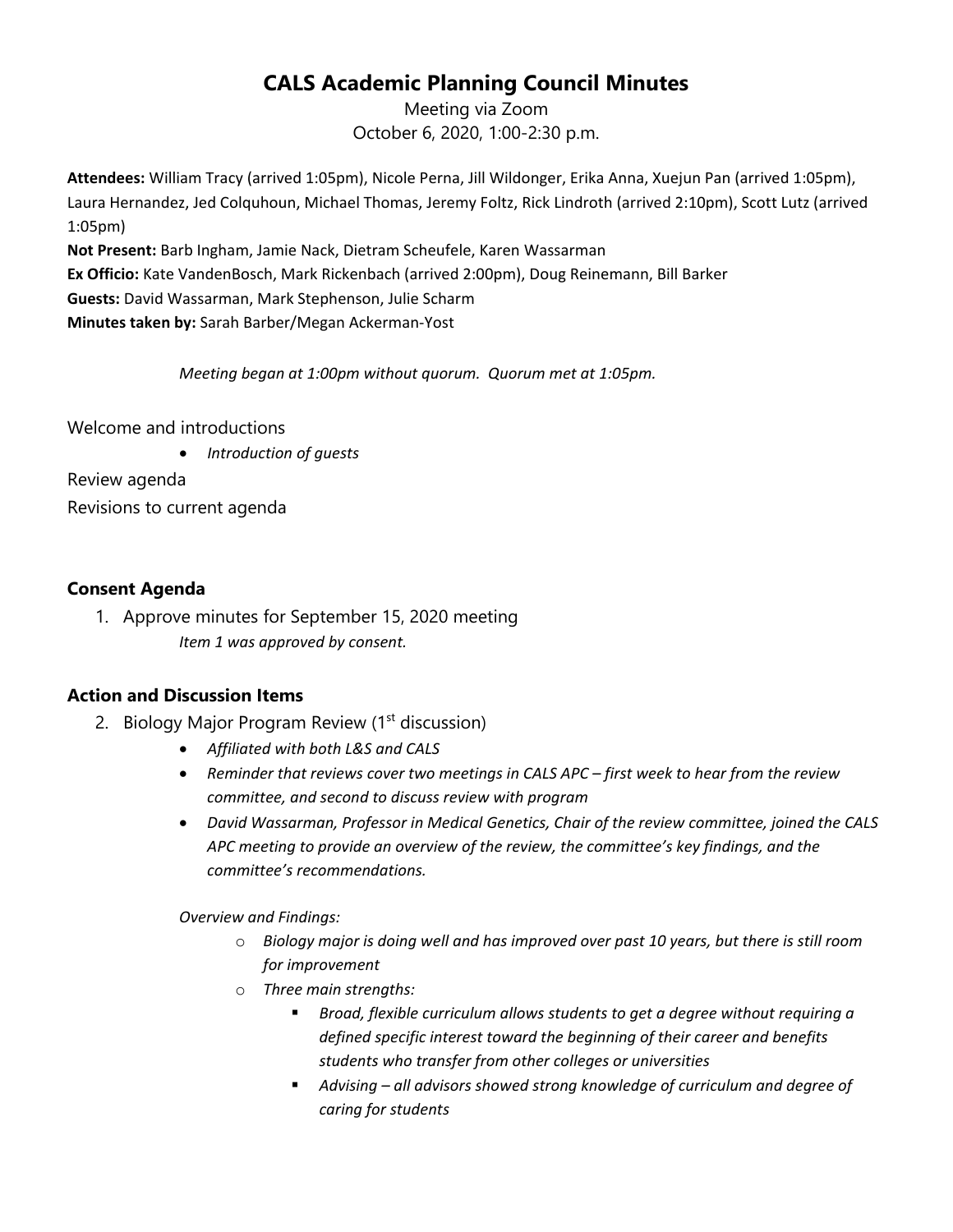# CALS Academic Planning Council Minutes

Meeting via Zoom
October 6, 2020, 1:00-2:30 p.m.

**Attendees:** William Tracy (arrived 1:05pm), Nicole Perna, Jill Wildonger, Erika Anna, Xuejun Pan (arrived 1:05pm), Laura Hernandez, Jed Colquhoun, Michael Thomas, Jeremy Foltz, Rick Lindroth (arrived 2:10pm), Scott Lutz (arrived 1:05pm)
**Not Present:** Barb Ingham, Jamie Nack, Dietram Scheufele, Karen Wassarman
**Ex Officio:** Kate VandenBosch, Mark Rickenbach (arrived 2:00pm), Doug Reinemann, Bill Barker
**Guests:** David Wassarman, Mark Stephenson, Julie Scharm
**Minutes taken by:** Sarah Barber/Megan Ackerman-Yost

*Meeting began at 1:00pm without quorum. Quorum met at 1:05pm.*

Welcome and introductions

- *Introduction of guests*

Review agenda

Revisions to current agenda

## Consent Agenda

1. Approve minutes for September 15, 2020 meeting
   *Item 1 was approved by consent.*

## Action and Discussion Items

2. Biology Major Program Review (1st discussion)
   - *Affiliated with both L&S and CALS*
   - *Reminder that reviews cover two meetings in CALS APC – first week to hear from the review committee, and second to discuss review with program*
   - *David Wassarman, Professor in Medical Genetics, Chair of the review committee, joined the CALS APC meeting to provide an overview of the review, the committee's key findings, and the committee's recommendations.*

   *Overview and Findings:*
   - *Biology major is doing well and has improved over past 10 years, but there is still room for improvement*
   - *Three main strengths:*
     - *Broad, flexible curriculum allows students to get a degree without requiring a defined specific interest toward the beginning of their career and benefits students who transfer from other colleges or universities*
     - *Advising – all advisors showed strong knowledge of curriculum and degree of caring for students*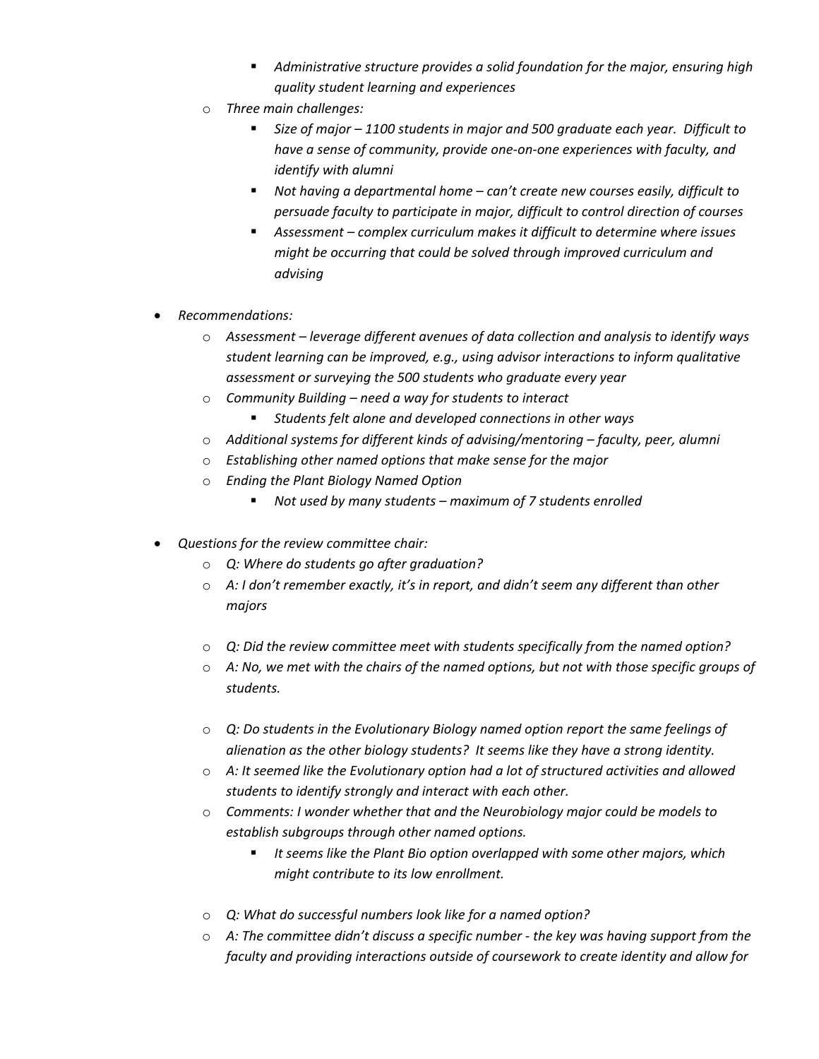- *Administrative structure provides a solid foundation for the major, ensuring high quality student learning and experiences*
    - *Three main challenges:*
        - *Size of major – 1100 students in major and 500 graduate each year. Difficult to have a sense of community, provide one-on-one experiences with faculty, and identify with alumni*
        - *Not having a departmental home – can't create new courses easily, difficult to persuade faculty to participate in major, difficult to control direction of courses*
        - *Assessment – complex curriculum makes it difficult to determine where issues might be occurring that could be solved through improved curriculum and advising*

- *Recommendations:*
    - *Assessment – leverage different avenues of data collection and analysis to identify ways student learning can be improved, e.g., using advisor interactions to inform qualitative assessment or surveying the 500 students who graduate every year*
    - *Community Building – need a way for students to interact*
        - *Students felt alone and developed connections in other ways*
    - *Additional systems for different kinds of advising/mentoring – faculty, peer, alumni*
    - *Establishing other named options that make sense for the major*
    - *Ending the Plant Biology Named Option*
        - *Not used by many students – maximum of 7 students enrolled*

- *Questions for the review committee chair:*
    - *Q: Where do students go after graduation?*
    - *A: I don't remember exactly, it's in report, and didn't seem any different than other majors*

    - *Q: Did the review committee meet with students specifically from the named option?*
    - *A: No, we met with the chairs of the named options, but not with those specific groups of students.*

    - *Q: Do students in the Evolutionary Biology named option report the same feelings of alienation as the other biology students? It seems like they have a strong identity.*
    - *A: It seemed like the Evolutionary option had a lot of structured activities and allowed students to identify strongly and interact with each other.*
    - *Comments: I wonder whether that and the Neurobiology major could be models to establish subgroups through other named options.*
        - *It seems like the Plant Bio option overlapped with some other majors, which might contribute to its low enrollment.*

    - *Q: What do successful numbers look like for a named option?*
    - *A: The committee didn't discuss a specific number - the key was having support from the faculty and providing interactions outside of coursework to create identity and allow for*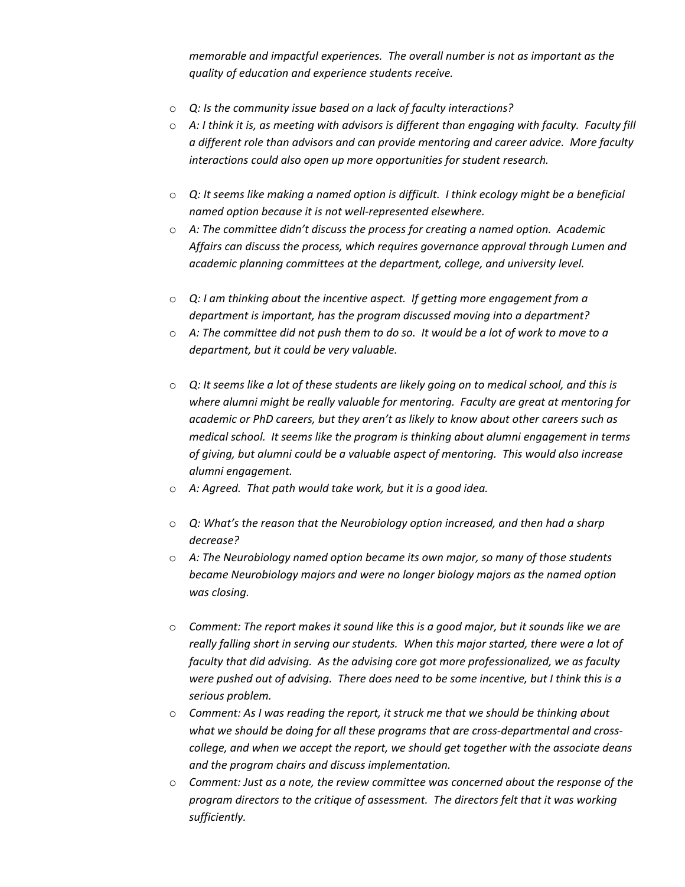*memorable and impactful experiences. The overall number is not as important as the quality of education and experience students receive.*

- *Q: Is the community issue based on a lack of faculty interactions?*
- *A: I think it is, as meeting with advisors is different than engaging with faculty. Faculty fill a different role than advisors and can provide mentoring and career advice. More faculty interactions could also open up more opportunities for student research.*

- *Q: It seems like making a named option is difficult. I think ecology might be a beneficial named option because it is not well-represented elsewhere.*
- *A: The committee didn't discuss the process for creating a named option. Academic Affairs can discuss the process, which requires governance approval through Lumen and academic planning committees at the department, college, and university level.*

- *Q: I am thinking about the incentive aspect. If getting more engagement from a department is important, has the program discussed moving into a department?*
- *A: The committee did not push them to do so. It would be a lot of work to move to a department, but it could be very valuable.*

- *Q: It seems like a lot of these students are likely going on to medical school, and this is where alumni might be really valuable for mentoring. Faculty are great at mentoring for academic or PhD careers, but they aren't as likely to know about other careers such as medical school. It seems like the program is thinking about alumni engagement in terms of giving, but alumni could be a valuable aspect of mentoring. This would also increase alumni engagement.*
- *A: Agreed. That path would take work, but it is a good idea.*

- *Q: What's the reason that the Neurobiology option increased, and then had a sharp decrease?*
- *A: The Neurobiology named option became its own major, so many of those students became Neurobiology majors and were no longer biology majors as the named option was closing.*

- *Comment: The report makes it sound like this is a good major, but it sounds like we are really falling short in serving our students. When this major started, there were a lot of faculty that did advising. As the advising core got more professionalized, we as faculty were pushed out of advising. There does need to be some incentive, but I think this is a serious problem.*
- *Comment: As I was reading the report, it struck me that we should be thinking about what we should be doing for all these programs that are cross-departmental and cross-college, and when we accept the report, we should get together with the associate deans and the program chairs and discuss implementation.*
- *Comment: Just as a note, the review committee was concerned about the response of the program directors to the critique of assessment. The directors felt that it was working sufficiently.*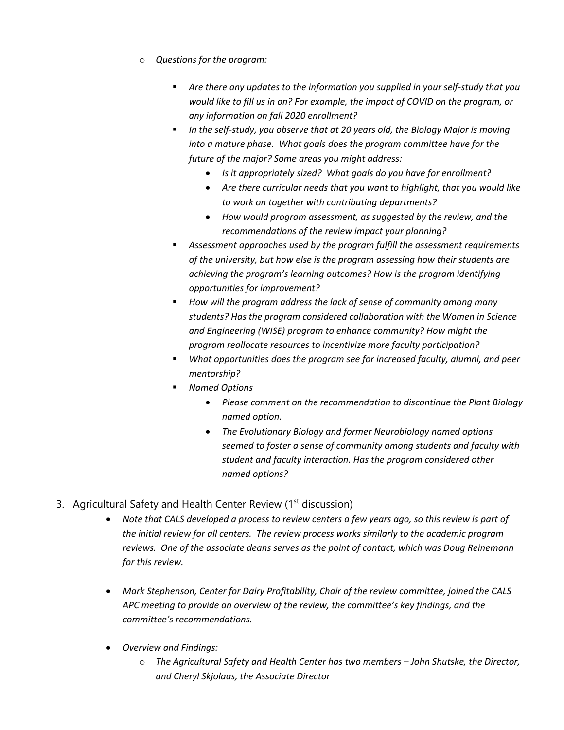- *Questions for the program:*
  - *Are there any updates to the information you supplied in your self-study that you would like to fill us in on? For example, the impact of COVID on the program, or any information on fall 2020 enrollment?*
  - *In the self-study, you observe that at 20 years old, the Biology Major is moving into a mature phase. What goals does the program committee have for the future of the major? Some areas you might address:*
    - *Is it appropriately sized? What goals do you have for enrollment?*
    - *Are there curricular needs that you want to highlight, that you would like to work on together with contributing departments?*
    - *How would program assessment, as suggested by the review, and the recommendations of the review impact your planning?*
  - *Assessment approaches used by the program fulfill the assessment requirements of the university, but how else is the program assessing how their students are achieving the program's learning outcomes? How is the program identifying opportunities for improvement?*
  - *How will the program address the lack of sense of community among many students? Has the program considered collaboration with the Women in Science and Engineering (WISE) program to enhance community? How might the program reallocate resources to incentivize more faculty participation?*
  - *What opportunities does the program see for increased faculty, alumni, and peer mentorship?*
  - *Named Options*
    - *Please comment on the recommendation to discontinue the Plant Biology named option.*
    - *The Evolutionary Biology and former Neurobiology named options seemed to foster a sense of community among students and faculty with student and faculty interaction. Has the program considered other named options?*

3. Agricultural Safety and Health Center Review (1st discussion)
   - *Note that CALS developed a process to review centers a few years ago, so this review is part of the initial review for all centers. The review process works similarly to the academic program reviews. One of the associate deans serves as the point of contact, which was Doug Reinemann for this review.*
   - *Mark Stephenson, Center for Dairy Profitability, Chair of the review committee, joined the CALS APC meeting to provide an overview of the review, the committee's key findings, and the committee's recommendations.*
   - *Overview and Findings:*
     - *The Agricultural Safety and Health Center has two members – John Shutske, the Director, and Cheryl Skjolaas, the Associate Director*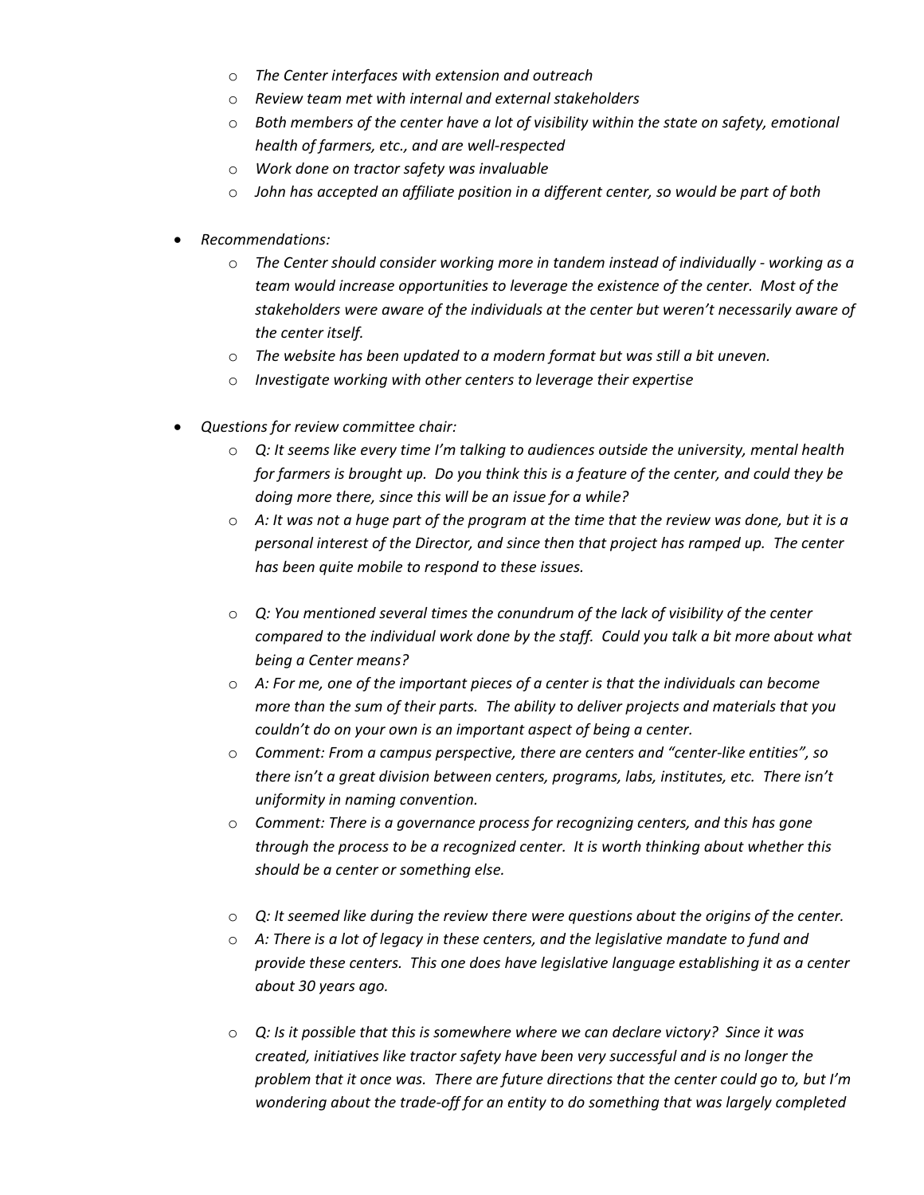- *The Center interfaces with extension and outreach*
  - *Review team met with internal and external stakeholders*
  - *Both members of the center have a lot of visibility within the state on safety, emotional health of farmers, etc., and are well-respected*
  - *Work done on tractor safety was invaluable*
  - *John has accepted an affiliate position in a different center, so would be part of both*

- *Recommendations:*
  - *The Center should consider working more in tandem instead of individually - working as a team would increase opportunities to leverage the existence of the center. Most of the stakeholders were aware of the individuals at the center but weren't necessarily aware of the center itself.*
  - *The website has been updated to a modern format but was still a bit uneven.*
  - *Investigate working with other centers to leverage their expertise*

- *Questions for review committee chair:*
  - *Q: It seems like every time I'm talking to audiences outside the university, mental health for farmers is brought up. Do you think this is a feature of the center, and could they be doing more there, since this will be an issue for a while?*
  - *A: It was not a huge part of the program at the time that the review was done, but it is a personal interest of the Director, and since then that project has ramped up. The center has been quite mobile to respond to these issues.*

  - *Q: You mentioned several times the conundrum of the lack of visibility of the center compared to the individual work done by the staff. Could you talk a bit more about what being a Center means?*
  - *A: For me, one of the important pieces of a center is that the individuals can become more than the sum of their parts. The ability to deliver projects and materials that you couldn't do on your own is an important aspect of being a center.*
  - *Comment: From a campus perspective, there are centers and "center-like entities", so there isn't a great division between centers, programs, labs, institutes, etc. There isn't uniformity in naming convention.*
  - *Comment: There is a governance process for recognizing centers, and this has gone through the process to be a recognized center. It is worth thinking about whether this should be a center or something else.*

  - *Q: It seemed like during the review there were questions about the origins of the center.*
  - *A: There is a lot of legacy in these centers, and the legislative mandate to fund and provide these centers. This one does have legislative language establishing it as a center about 30 years ago.*

  - *Q: Is it possible that this is somewhere where we can declare victory? Since it was created, initiatives like tractor safety have been very successful and is no longer the problem that it once was. There are future directions that the center could go to, but I'm wondering about the trade-off for an entity to do something that was largely completed*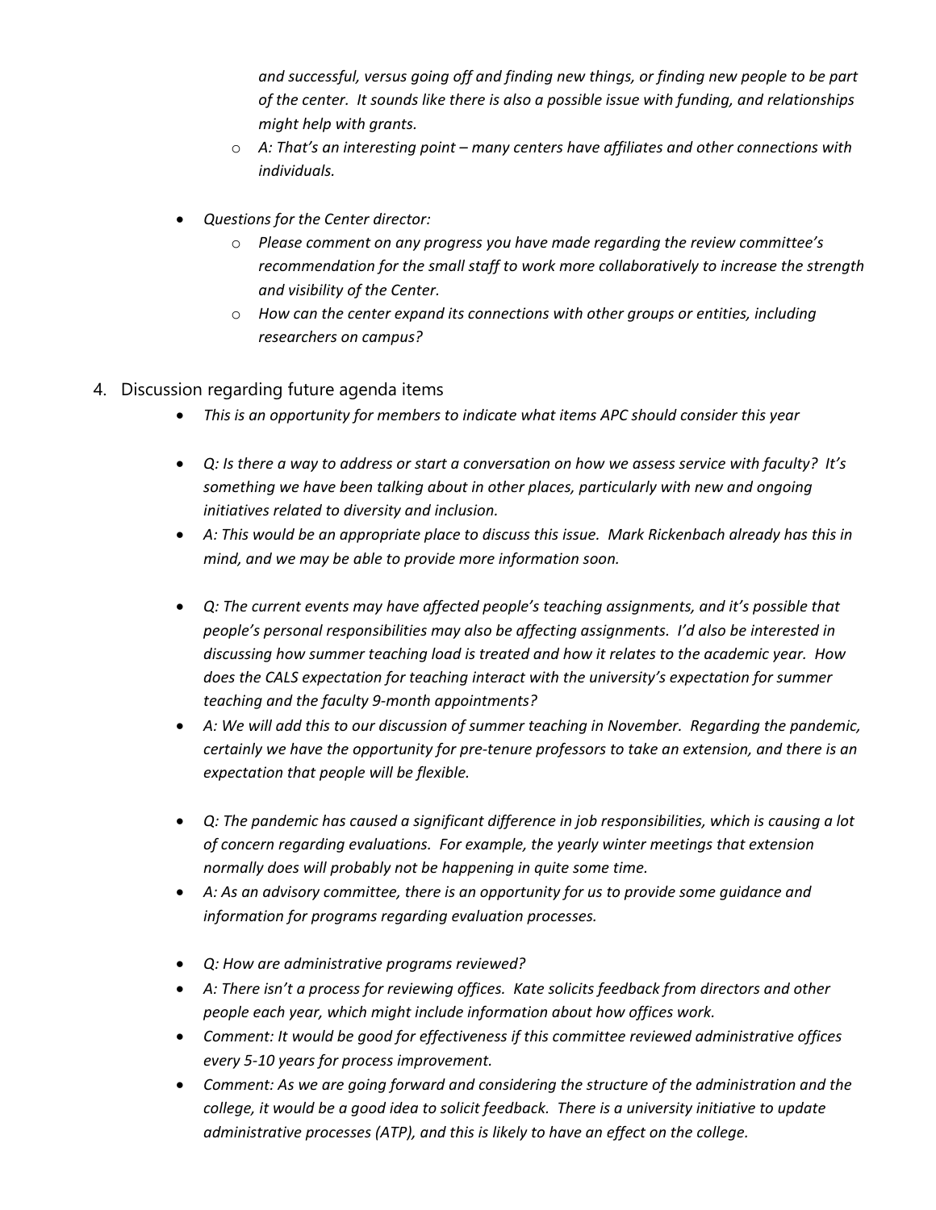*and successful, versus going off and finding new things, or finding new people to be part of the center. It sounds like there is also a possible issue with funding, and relationships might help with grants.*

- *A: That's an interesting point – many centers have affiliates and other connections with individuals.*

- *Questions for the Center director:*
  - *Please comment on any progress you have made regarding the review committee's recommendation for the small staff to work more collaboratively to increase the strength and visibility of the Center.*
  - *How can the center expand its connections with other groups or entities, including researchers on campus?*

4. Discussion regarding future agenda items
   - *This is an opportunity for members to indicate what items APC should consider this year*

   - *Q: Is there a way to address or start a conversation on how we assess service with faculty? It's something we have been talking about in other places, particularly with new and ongoing initiatives related to diversity and inclusion.*
   - *A: This would be an appropriate place to discuss this issue. Mark Rickenbach already has this in mind, and we may be able to provide more information soon.*

   - *Q: The current events may have affected people's teaching assignments, and it's possible that people's personal responsibilities may also be affecting assignments. I'd also be interested in discussing how summer teaching load is treated and how it relates to the academic year. How does the CALS expectation for teaching interact with the university's expectation for summer teaching and the faculty 9-month appointments?*
   - *A: We will add this to our discussion of summer teaching in November. Regarding the pandemic, certainly we have the opportunity for pre-tenure professors to take an extension, and there is an expectation that people will be flexible.*

   - *Q: The pandemic has caused a significant difference in job responsibilities, which is causing a lot of concern regarding evaluations. For example, the yearly winter meetings that extension normally does will probably not be happening in quite some time.*
   - *A: As an advisory committee, there is an opportunity for us to provide some guidance and information for programs regarding evaluation processes.*

   - *Q: How are administrative programs reviewed?*
   - *A: There isn't a process for reviewing offices. Kate solicits feedback from directors and other people each year, which might include information about how offices work.*
   - *Comment: It would be good for effectiveness if this committee reviewed administrative offices every 5-10 years for process improvement.*
   - *Comment: As we are going forward and considering the structure of the administration and the college, it would be a good idea to solicit feedback. There is a university initiative to update administrative processes (ATP), and this is likely to have an effect on the college.*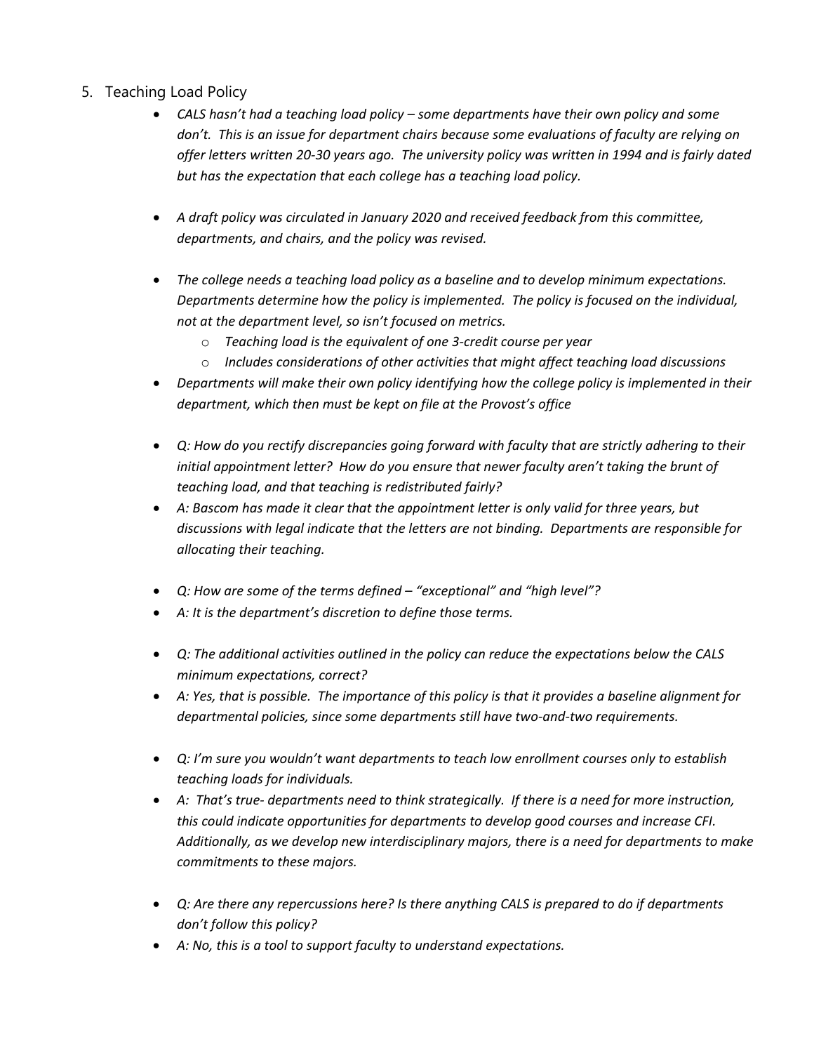5. Teaching Load Policy
    - *CALS hasn't had a teaching load policy – some departments have their own policy and some don't. This is an issue for department chairs because some evaluations of faculty are relying on offer letters written 20-30 years ago. The university policy was written in 1994 and is fairly dated but has the expectation that each college has a teaching load policy.*

    - *A draft policy was circulated in January 2020 and received feedback from this committee, departments, and chairs, and the policy was revised.*

    - *The college needs a teaching load policy as a baseline and to develop minimum expectations. Departments determine how the policy is implemented. The policy is focused on the individual, not at the department level, so isn't focused on metrics.*
        - *Teaching load is the equivalent of one 3-credit course per year*
        - *Includes considerations of other activities that might affect teaching load discussions*
    - *Departments will make their own policy identifying how the college policy is implemented in their department, which then must be kept on file at the Provost's office*

    - *Q: How do you rectify discrepancies going forward with faculty that are strictly adhering to their initial appointment letter? How do you ensure that newer faculty aren't taking the brunt of teaching load, and that teaching is redistributed fairly?*
    - *A: Bascom has made it clear that the appointment letter is only valid for three years, but discussions with legal indicate that the letters are not binding. Departments are responsible for allocating their teaching.*

    - *Q: How are some of the terms defined – "exceptional" and "high level"?*
    - *A: It is the department's discretion to define those terms.*

    - *Q: The additional activities outlined in the policy can reduce the expectations below the CALS minimum expectations, correct?*
    - *A: Yes, that is possible. The importance of this policy is that it provides a baseline alignment for departmental policies, since some departments still have two-and-two requirements.*

    - *Q: I'm sure you wouldn't want departments to teach low enrollment courses only to establish teaching loads for individuals.*
    - *A: That's true- departments need to think strategically. If there is a need for more instruction, this could indicate opportunities for departments to develop good courses and increase CFI. Additionally, as we develop new interdisciplinary majors, there is a need for departments to make commitments to these majors.*

    - *Q: Are there any repercussions here? Is there anything CALS is prepared to do if departments don't follow this policy?*
    - *A: No, this is a tool to support faculty to understand expectations.*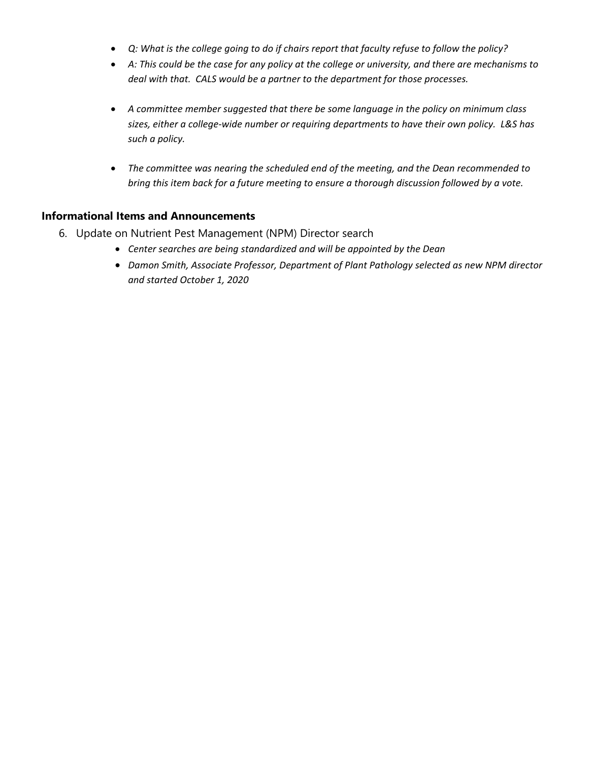- *Q: What is the college going to do if chairs report that faculty refuse to follow the policy?*
- *A: This could be the case for any policy at the college or university, and there are mechanisms to deal with that. CALS would be a partner to the department for those processes.*

- *A committee member suggested that there be some language in the policy on minimum class sizes, either a college-wide number or requiring departments to have their own policy. L&S has such a policy.*

- *The committee was nearing the scheduled end of the meeting, and the Dean recommended to bring this item back for a future meeting to ensure a thorough discussion followed by a vote.*

## Informational Items and Announcements

6. Update on Nutrient Pest Management (NPM) Director search
    - *Center searches are being standardized and will be appointed by the Dean*
    - *Damon Smith, Associate Professor, Department of Plant Pathology selected as new NPM director and started October 1, 2020*